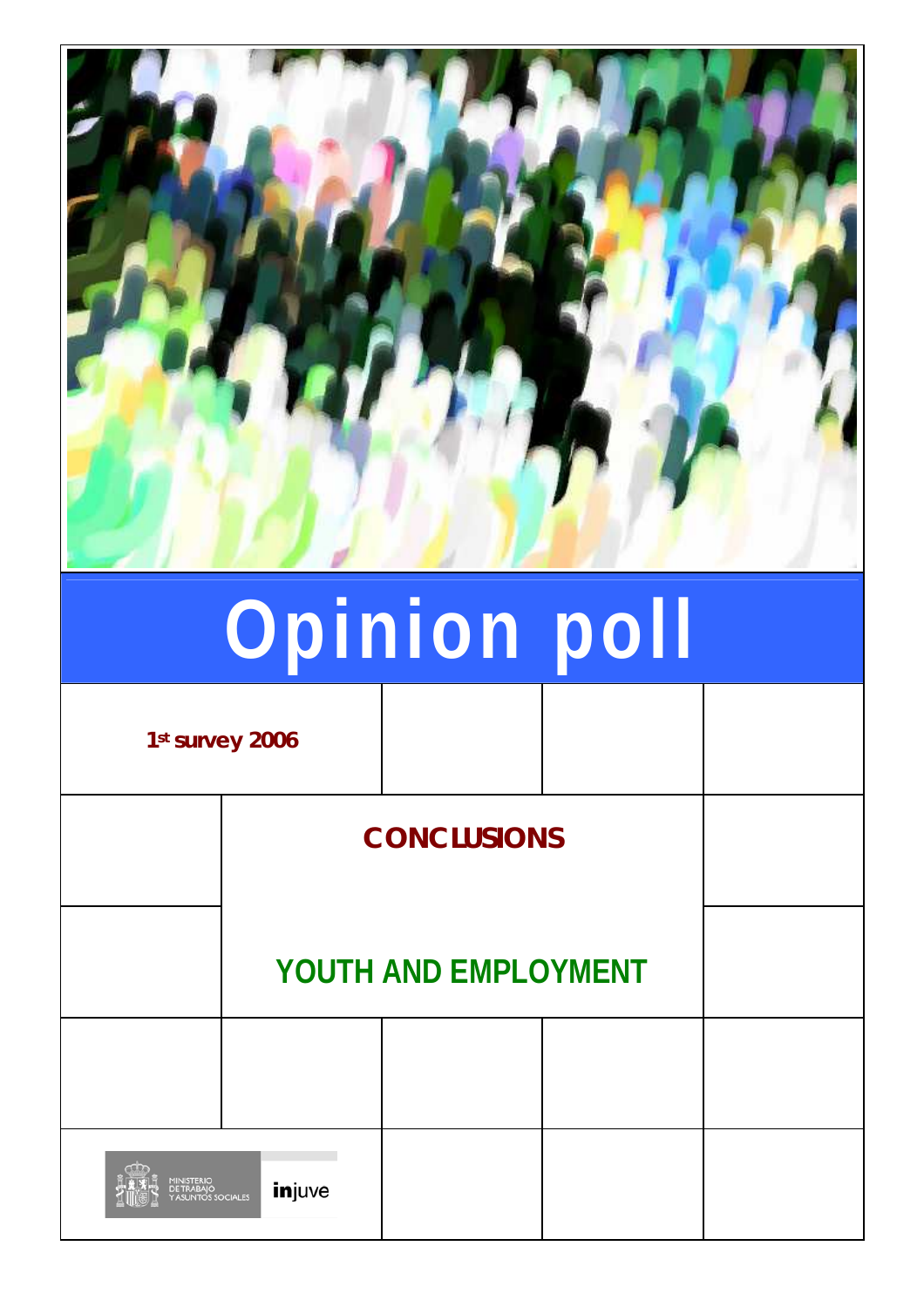# Opinion poll

**1st survey 2006**

## CONCLUSIONS

## YOUTH AND EMPLOYMENT

MINISTERIO DE TRABAJO Y ASUNTOS SOCIALES

injuve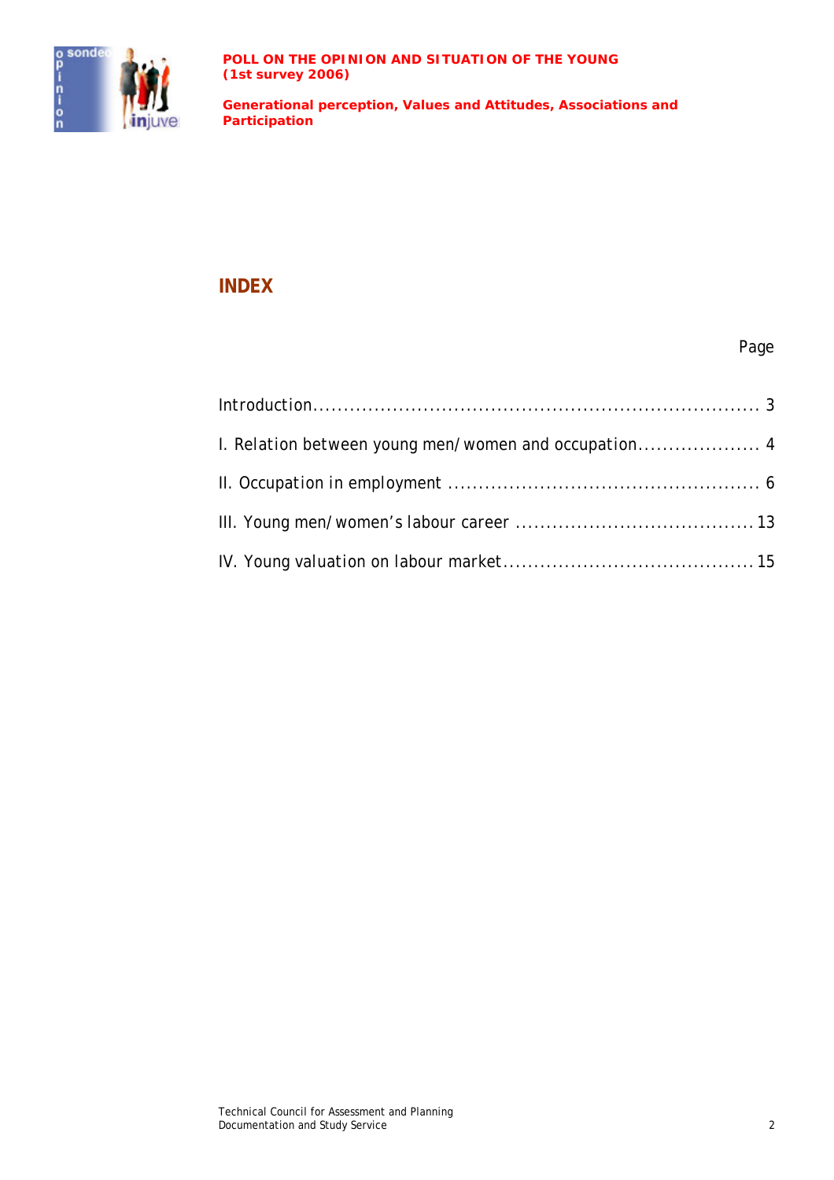# INDEX

| | Page |
|---|---|
| Introduction | 3 |
| I. Relation between young men/women and occupation | 4 |
| II. Occupation in employment | 6 |
| III. Young men/women's labour career | 13 |
| IV. Young valuation on labour market | 15 |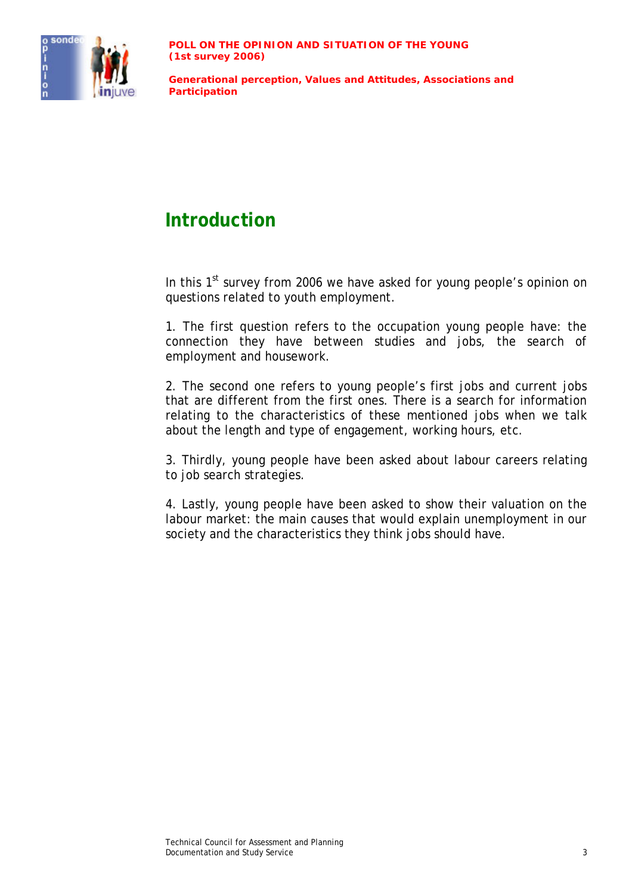# Introduction

In this 1st survey from 2006 we have asked for young people's opinion on questions related to youth employment.

1. The first question refers to the occupation young people have: the connection they have between studies and jobs, the search of employment and housework.

2. The second one refers to young people's first jobs and current jobs that are different from the first ones. There is a search for information relating to the characteristics of these mentioned jobs when we talk about the length and type of engagement, working hours, etc.

3. Thirdly, young people have been asked about labour careers relating to job search strategies.

4. Lastly, young people have been asked to show their valuation on the labour market: the main causes that would explain unemployment in our society and the characteristics they think jobs should have.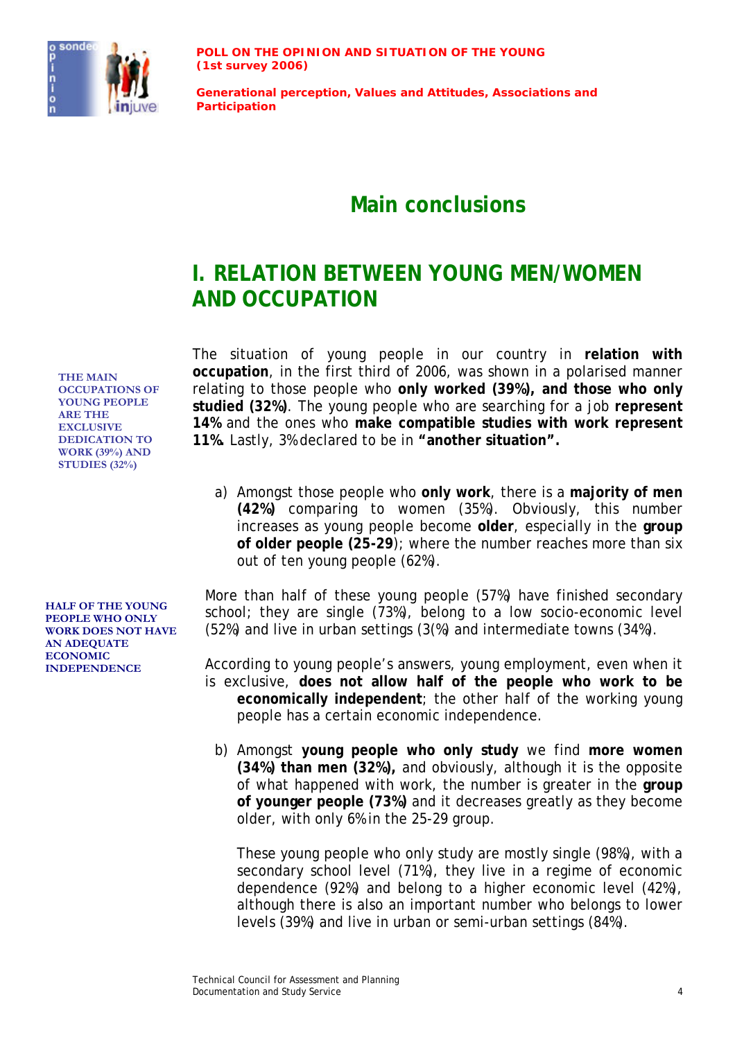## Main conclusions

## I. RELATION BETWEEN YOUNG MEN/WOMEN AND OCCUPATION

**THE MAIN OCCUPATIONS OF YOUNG PEOPLE ARE THE EXCLUSIVE DEDICATION TO WORK (39%) AND STUDIES (32%)**

The situation of young people in our country in **relation with occupation**, in the first third of 2006, was shown in a polarised manner relating to those people who **only worked (39%), and those who only studied (32%)**. The young people who are searching for a job **represent 14%** and the ones who **make compatible studies with work represent 11%.** Lastly, 3% declared to be in **"another situation".**

a) Amongst those people who **only work**, there is a **majority of men (42%)** comparing to women (35%). Obviously, this number increases as young people become **older**, especially in the **group of older people (25-29)**; where the number reaches more than six out of ten young people (62%).

**HALF OF THE YOUNG PEOPLE WHO ONLY WORK DOES NOT HAVE AN ADEQUATE ECONOMIC INDEPENDENCE**

More than half of these young people (57%) have finished secondary school; they are single (73%), belong to a low socio-economic level (52%) and live in urban settings (3(%) and intermediate towns (34%).

According to young people's answers, young employment, even when it is exclusive, **does not allow half of the people who work to be economically independent**; the other half of the working young people has a certain economic independence.

b) Amongst **young people who only study** we find **more women (34%) than men (32%),** and obviously, although it is the opposite of what happened with work, the number is greater in the **group of younger people (73%)** and it decreases greatly as they become older, with only 6% in the 25-29 group.

These young people who only study are mostly single (98%), with a secondary school level (71%), they live in a regime of economic dependence (92%) and belong to a higher economic level (42%), although there is also an important number who belongs to lower levels (39%) and live in urban or semi-urban settings (84%).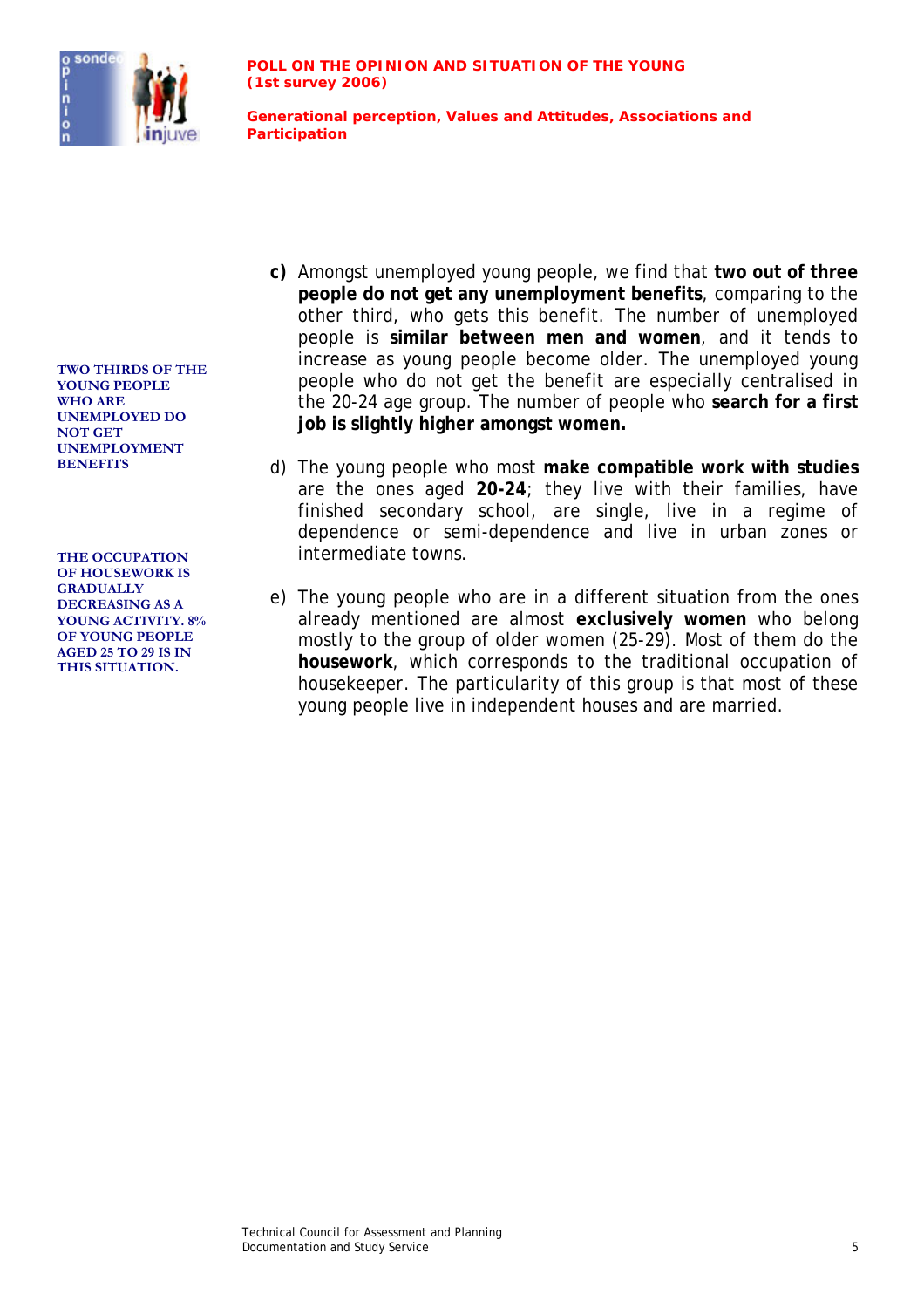**TWO THIRDS OF THE YOUNG PEOPLE WHO ARE UNEMPLOYED DO NOT GET UNEMPLOYMENT BENEFITS**

**THE OCCUPATION OF HOUSEWORK IS GRADUALLY DECREASING AS A YOUNG ACTIVITY. 8% OF YOUNG PEOPLE AGED 25 TO 29 IS IN THIS SITUATION.**

**c)** Amongst unemployed young people, we find that **two out of three people do not get any unemployment benefits**, comparing to the other third, who gets this benefit. The number of unemployed people is **similar between men and women**, and it tends to increase as young people become older. The unemployed young people who do not get the benefit are especially centralised in the 20-24 age group. The number of people who **search for a first job is slightly higher amongst women.**

d) The young people who most **make compatible work with studies** are the ones aged **20-24**; they live with their families, have finished secondary school, are single, live in a regime of dependence or semi-dependence and live in urban zones or intermediate towns.

e) The young people who are in a different situation from the ones already mentioned are almost **exclusively women** who belong mostly to the group of older women (25-29). Most of them do the **housework**, which corresponds to the traditional occupation of housekeeper. The particularity of this group is that most of these young people live in independent houses and are married.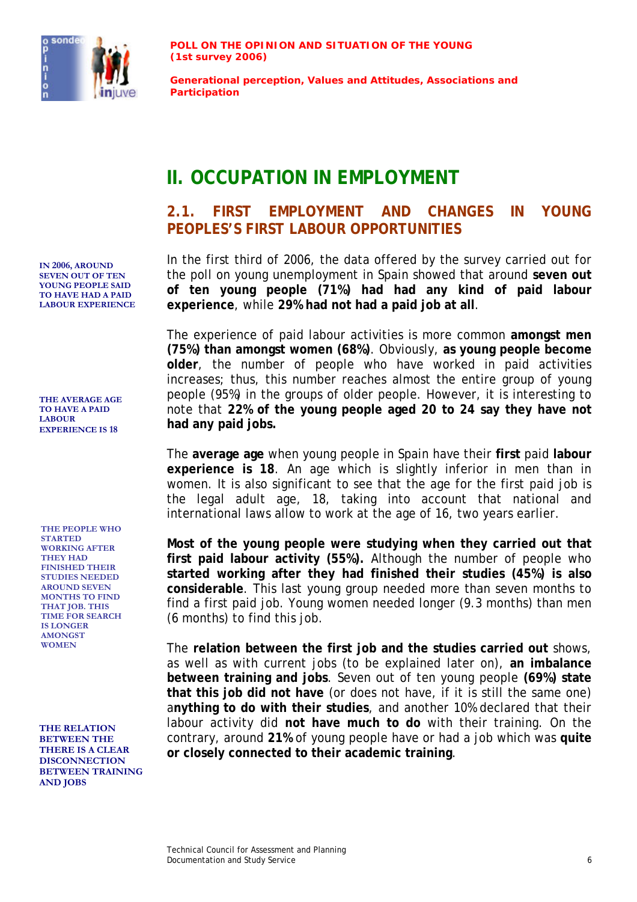# II. OCCUPATION IN EMPLOYMENT

## 2.1. FIRST EMPLOYMENT AND CHANGES IN YOUNG PEOPLES'S FIRST LABOUR OPPORTUNITIES

**IN 2006, AROUND SEVEN OUT OF TEN YOUNG PEOPLE SAID TO HAVE HAD A PAID LABOUR EXPERIENCE**

In the first third of 2006, the data offered by the survey carried out for the poll on young unemployment in Spain showed that around **seven out of ten young people (71%) had had any kind of paid labour experience**, while **29% had not had a paid job at all**.

The experience of paid labour activities is more common **amongst men (75%) than amongst women (68%)**. Obviously, **as young people become older**, the number of people who have worked in paid activities increases; thus, this number reaches almost the entire group of young people (95%) in the groups of older people. However, it is interesting to note that **22% of the young people aged 20 to 24 say they have not had any paid jobs.**

**THE AVERAGE AGE TO HAVE A PAID LABOUR EXPERIENCE IS 18**

The **average age** when young people in Spain have their **first** paid **labour experience is 18**. An age which is slightly inferior in men than in women. It is also significant to see that the age for the first paid job is the legal adult age, 18, taking into account that national and international laws allow to work at the age of 16, two years earlier.

**THE PEOPLE WHO STARTED WORKING AFTER THEY HAD FINISHED THEIR STUDIES NEEDED AROUND SEVEN MONTHS TO FIND THAT JOB. THIS TIME FOR SEARCH IS LONGER AMONGST WOMEN**

**Most of the young people were studying when they carried out that first paid labour activity (55%).** Although the number of people who **started working after they had finished their studies (45%) is also considerable**. This last young group needed more than seven months to find a first paid job. Young women needed longer (9.3 months) than men (6 months) to find this job.

**THE RELATION BETWEEN THE THERE IS A CLEAR DISCONNECTION BETWEEN TRAINING AND JOBS**

The **relation between the first job and the studies carried out** shows, as well as with current jobs (to be explained later on), **an imbalance between training and jobs**. Seven out of ten young people **(69%) state that this job did not have** (or does not have, if it is still the same one) a**nything to do with their studies**, and another 10% declared that their labour activity did **not have much to do** with their training. On the contrary, around **21%** of young people have or had a job which was **quite or closely connected to their academic training**.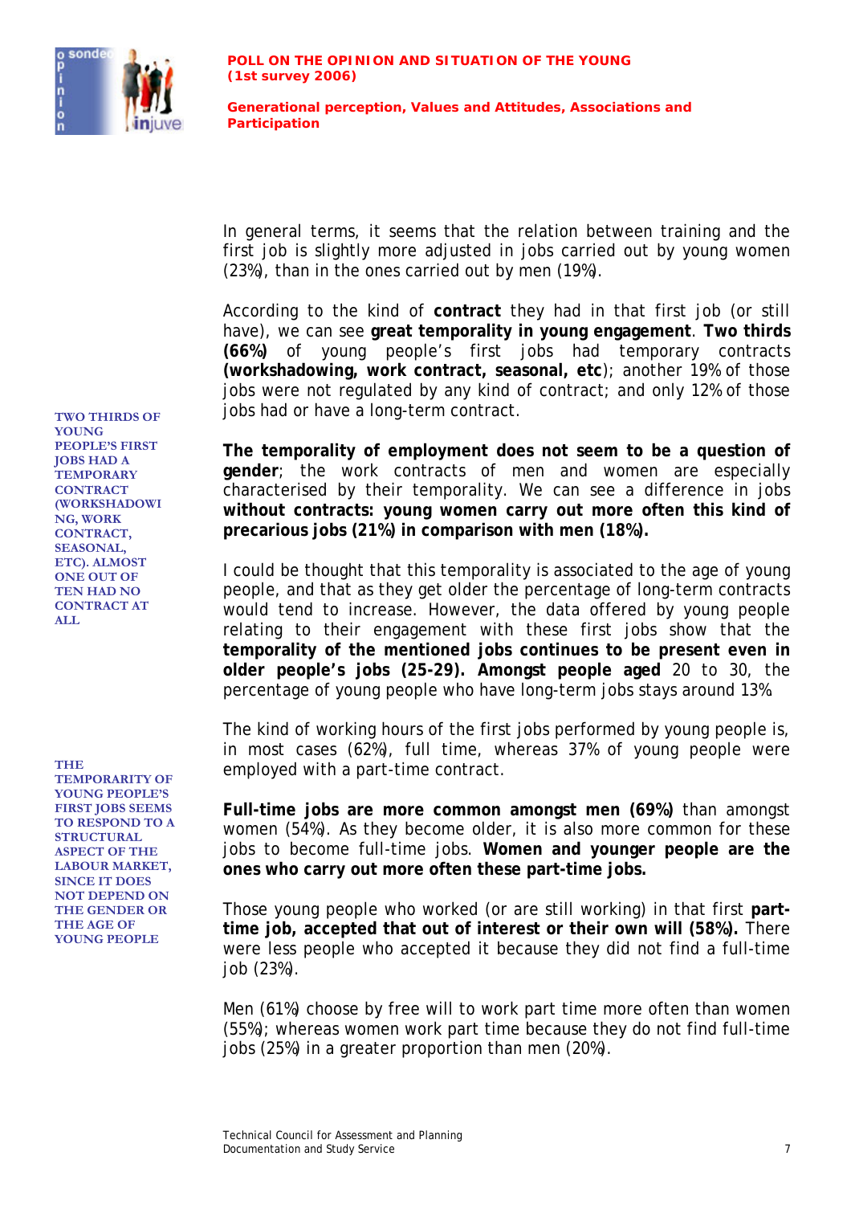In general terms, it seems that the relation between training and the first job is slightly more adjusted in jobs carried out by young women (23%), than in the ones carried out by men (19%).

According to the kind of **contract** they had in that first job (or still have), we can see **great temporality in young engagement**. **Two thirds (66%)** of young people's first jobs had temporary contracts **(workshadowing, work contract, seasonal, etc**); another 19% of those jobs were not regulated by any kind of contract; and only 12% of those jobs had or have a long-term contract.

**TWO THIRDS OF YOUNG PEOPLE'S FIRST JOBS HAD A TEMPORARY CONTRACT (WORKSHADOWING, WORK CONTRACT, SEASONAL, ETC). ALMOST ONE OUT OF TEN HAD NO CONTRACT AT ALL**

**The temporality of employment does not seem to be a question of gender**; the work contracts of men and women are especially characterised by their temporality. We can see a difference in jobs **without contracts: young women carry out more often this kind of precarious jobs (21%) in comparison with men (18%).**

I could be thought that this temporality is associated to the age of young people, and that as they get older the percentage of long-term contracts would tend to increase. However, the data offered by young people relating to their engagement with these first jobs show that the **temporality of the mentioned jobs continues to be present even in older people's jobs (25-29). Amongst people aged** 20 to 30, the percentage of young people who have long-term jobs stays around 13%.

**THE TEMPORARITY OF YOUNG PEOPLE'S FIRST JOBS SEEMS TO RESPOND TO A STRUCTURAL ASPECT OF THE LABOUR MARKET, SINCE IT DOES NOT DEPEND ON THE GENDER OR THE AGE OF YOUNG PEOPLE**

The kind of working hours of the first jobs performed by young people is, in most cases (62%), full time, whereas 37% of young people were employed with a part-time contract.

**Full-time jobs are more common amongst men (69%)** than amongst women (54%). As they become older, it is also more common for these jobs to become full-time jobs. **Women and younger people are the ones who carry out more often these part-time jobs.**

Those young people who worked (or are still working) in that first **part-time job, accepted that out of interest or their own will (58%).** There were less people who accepted it because they did not find a full-time job (23%).

Men (61%) choose by free will to work part time more often than women (55%); whereas women work part time because they do not find full-time jobs (25%) in a greater proportion than men (20%).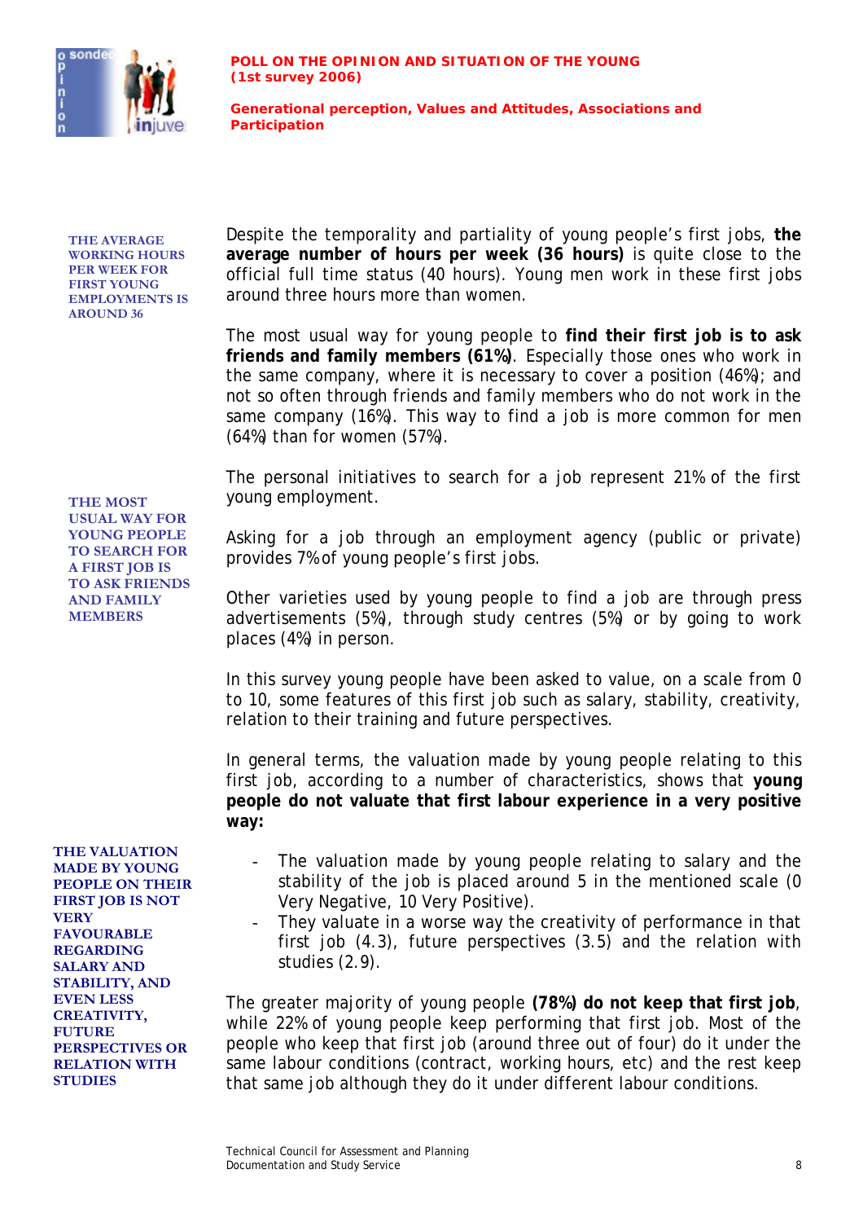**THE AVERAGE WORKING HOURS PER WEEK FOR FIRST YOUNG EMPLOYMENTS IS AROUND 36**

Despite the temporality and partiality of young people's first jobs, **the average number of hours per week (36 hours)** is quite close to the official full time status (40 hours). Young men work in these first jobs around three hours more than women.

The most usual way for young people to **find their first job is to ask friends and family members (61%)**. Especially those ones who work in the same company, where it is necessary to cover a position (46%); and not so often through friends and family members who do not work in the same company (16%). This way to find a job is more common for men (64%) than for women (57%).

**THE MOST USUAL WAY FOR YOUNG PEOPLE TO SEARCH FOR A FIRST JOB IS TO ASK FRIENDS AND FAMILY MEMBERS**

The personal initiatives to search for a job represent 21% of the first young employment.

Asking for a job through an employment agency (public or private) provides 7% of young people's first jobs.

Other varieties used by young people to find a job are through press advertisements (5%), through study centres (5%) or by going to work places (4%) in person.

In this survey young people have been asked to value, on a scale from 0 to 10, some features of this first job such as salary, stability, creativity, relation to their training and future perspectives.

In general terms, the valuation made by young people relating to this first job, according to a number of characteristics, shows that **young people do not valuate that first labour experience in a very positive way:**

**THE VALUATION MADE BY YOUNG PEOPLE ON THEIR FIRST JOB IS NOT VERY FAVOURABLE REGARDING SALARY AND STABILITY, AND EVEN LESS CREATIVITY, FUTURE PERSPECTIVES OR RELATION WITH STUDIES**

- The valuation made by young people relating to salary and the stability of the job is placed around 5 in the mentioned scale (0 Very Negative, 10 Very Positive).
- They valuate in a worse way the creativity of performance in that first job (4.3), future perspectives (3.5) and the relation with studies (2.9).

The greater majority of young people **(78%) do not keep that first job**, while 22% of young people keep performing that first job. Most of the people who keep that first job (around three out of four) do it under the same labour conditions (contract, working hours, etc) and the rest keep that same job although they do it under different labour conditions.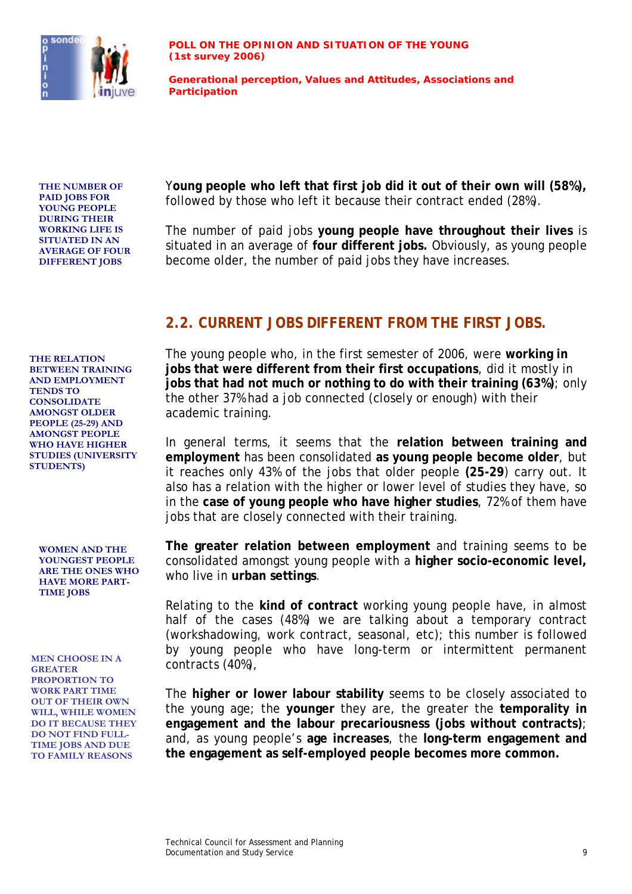THE NUMBER OF PAID JOBS FOR YOUNG PEOPLE DURING THEIR WORKING LIFE IS SITUATED IN AN AVERAGE OF FOUR DIFFERENT JOBS

Y**oung people who left that first job did it out of their own will (58%),** followed by those who left it because their contract ended (28%).

The number of paid jobs **young people have throughout their lives** is situated in an average of **four different jobs.** Obviously, as young people become older, the number of paid jobs they have increases.

## 2.2. CURRENT JOBS DIFFERENT FROM THE FIRST JOBS.

THE RELATION BETWEEN TRAINING AND EMPLOYMENT TENDS TO CONSOLIDATE AMONGST OLDER PEOPLE (25-29) AND AMONGST PEOPLE WHO HAVE HIGHER STUDIES (UNIVERSITY STUDENTS)

The young people who, in the first semester of 2006, were **working in jobs that were different from their first occupations**, did it mostly in **jobs that had not much or nothing to do with their training (63%)**; only the other 37% had a job connected (closely or enough) with their academic training.

In general terms, it seems that the **relation between training and employment** has been consolidated **as young people become older**, but it reaches only 43% of the jobs that older people **(25-29**) carry out. It also has a relation with the higher or lower level of studies they have, so in the **case of young people who have higher studies**, 72% of them have jobs that are closely connected with their training.

WOMEN AND THE YOUNGEST PEOPLE ARE THE ONES WHO HAVE MORE PART-TIME JOBS

**The greater relation between employment** and training seems to be consolidated amongst young people with a **higher socio-economic level,** who live in **urban settings**.

Relating to the **kind of contract** working young people have, in almost half of the cases (48%) we are talking about a temporary contract (workshadowing, work contract, seasonal, etc); this number is followed by young people who have long-term or intermittent permanent contracts (40%),

MEN CHOOSE IN A GREATER PROPORTION TO WORK PART TIME OUT OF THEIR OWN WILL, WHILE WOMEN DO IT BECAUSE THEY DO NOT FIND FULL-TIME JOBS AND DUE TO FAMILY REASONS

The **higher or lower labour stability** seems to be closely associated to the young age; the **younger** they are, the greater the **temporality in engagement and the labour precariousness (jobs without contracts)**; and, as young people's **age increases**, the **long-term engagement and the engagement as self-employed people becomes more common.**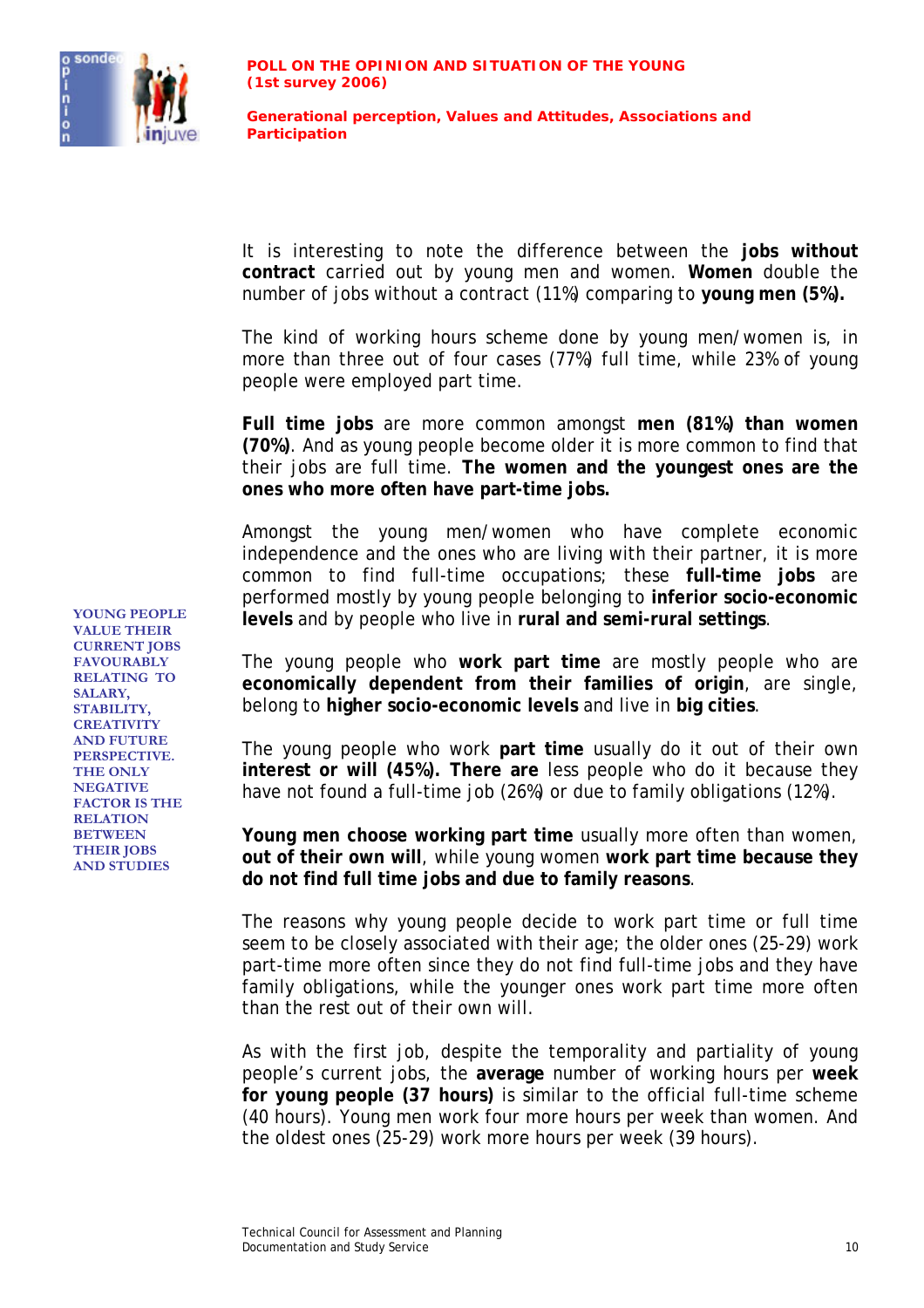It is interesting to note the difference between the **jobs without contract** carried out by young men and women. **Women** double the number of jobs without a contract (11%) comparing to **young men (5%).**

The kind of working hours scheme done by young men/women is, in more than three out of four cases (77%) full time, while 23% of young people were employed part time.

**Full time jobs** are more common amongst **men (81%) than women (70%)**. And as young people become older it is more common to find that their jobs are full time. **The women and the youngest ones are the ones who more often have part-time jobs.**

Amongst the young men/women who have complete economic independence and the ones who are living with their partner, it is more common to find full-time occupations; these **full-time jobs** are performed mostly by young people belonging to **inferior socio-economic levels** and by people who live in **rural and semi-rural settings**.

**YOUNG PEOPLE VALUE THEIR CURRENT JOBS FAVOURABLY RELATING TO SALARY, STABILITY, CREATIVITY AND FUTURE PERSPECTIVE. THE ONLY NEGATIVE FACTOR IS THE RELATION BETWEEN THEIR JOBS AND STUDIES**

The young people who **work part time** are mostly people who are **economically dependent from their families of origin**, are single, belong to **higher socio-economic levels** and live in **big cities**.

The young people who work **part time** usually do it out of their own **interest or will (45%). There are** less people who do it because they have not found a full-time job (26%) or due to family obligations (12%).

**Young men choose working part time** usually more often than women, **out of their own will**, while young women **work part time because they do not find full time jobs and due to family reasons**.

The reasons why young people decide to work part time or full time seem to be closely associated with their age; the older ones (25-29) work part-time more often since they do not find full-time jobs and they have family obligations, while the younger ones work part time more often than the rest out of their own will.

As with the first job, despite the temporality and partiality of young people's current jobs, the **average** number of working hours per **week for young people (37 hours)** is similar to the official full-time scheme (40 hours). Young men work four more hours per week than women. And the oldest ones (25-29) work more hours per week (39 hours).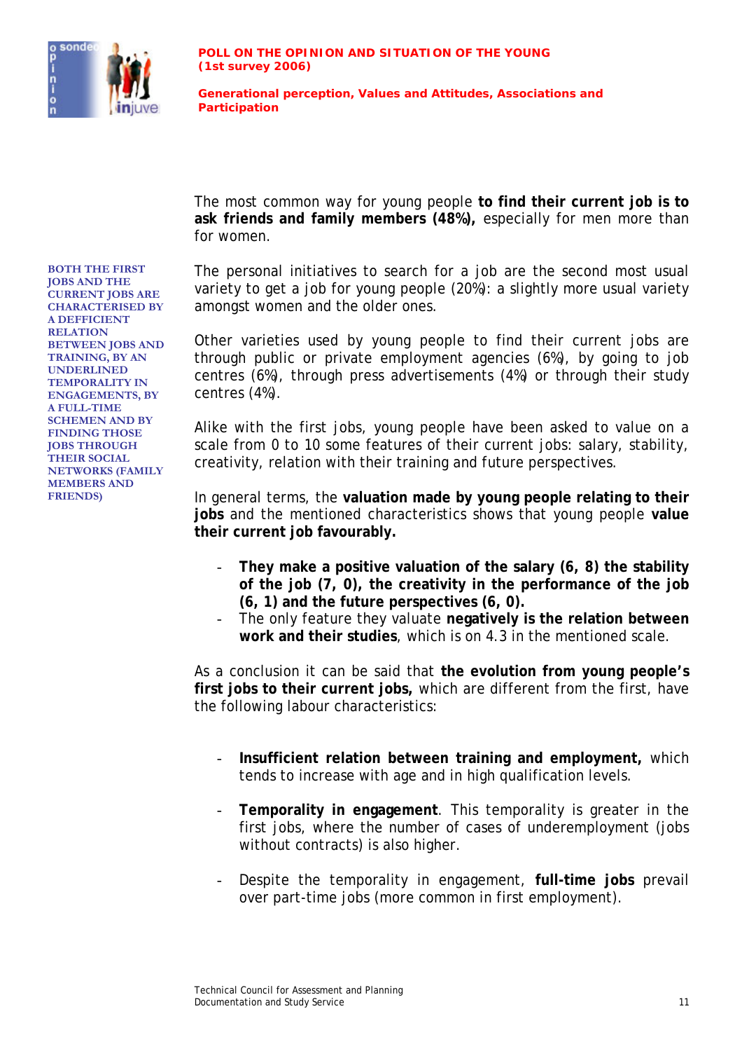The most common way for young people **to find their current job is to ask friends and family members (48%),** especially for men more than for women.

BOTH THE FIRST JOBS AND THE CURRENT JOBS ARE CHARACTERISED BY A DEFFICIENT RELATION BETWEEN JOBS AND TRAINING, BY AN UNDERLINED TEMPORALITY IN ENGAGEMENTS, BY A FULL-TIME SCHEMEN AND BY FINDING THOSE JOBS THROUGH THEIR SOCIAL NETWORKS (FAMILY MEMBERS AND FRIENDS)

The personal initiatives to search for a job are the second most usual variety to get a job for young people (20%): a slightly more usual variety amongst women and the older ones.

Other varieties used by young people to find their current jobs are through public or private employment agencies (6%), by going to job centres (6%), through press advertisements (4%) or through their study centres (4%).

Alike with the first jobs, young people have been asked to value on a scale from 0 to 10 some features of their current jobs: salary, stability, creativity, relation with their training and future perspectives.

In general terms, the **valuation made by young people relating to their jobs** and the mentioned characteristics shows that young people **value their current job favourably.**

- **They make a positive valuation of the salary (6, 8) the stability of the job (7, 0), the creativity in the performance of the job (6, 1) and the future perspectives (6, 0).**
- The only feature they valuate **negatively is the relation between work and their studies**, which is on 4.3 in the mentioned scale.

As a conclusion it can be said that **the evolution from young people's first jobs to their current jobs,** which are different from the first, have the following labour characteristics:

- **Insufficient relation between training and employment,** which tends to increase with age and in high qualification levels.

- **Temporality in engagement**. This temporality is greater in the first jobs, where the number of cases of underemployment (jobs without contracts) is also higher.

- Despite the temporality in engagement, **full-time jobs** prevail over part-time jobs (more common in first employment).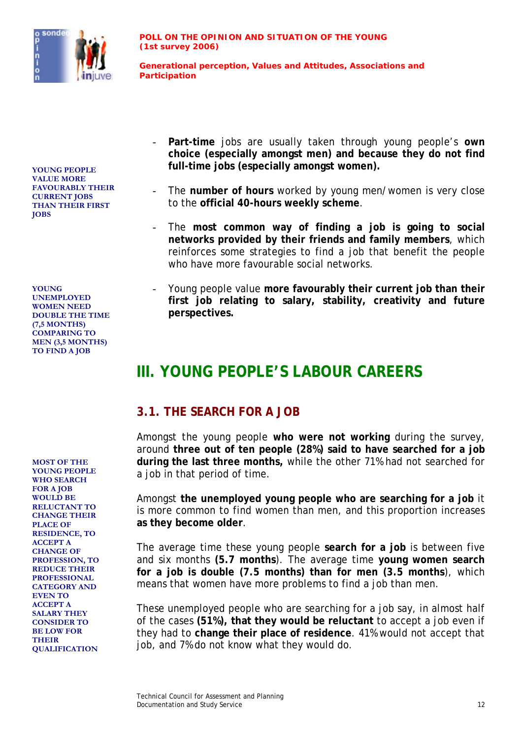- **Part-time** jobs are usually taken through young people's **own choice (especially amongst men) and because they do not find full-time jobs (especially amongst women).**

- The **number of hours** worked by young men/women is very close to the **official 40-hours weekly scheme**.

- The **most common way of finding a job is going to social networks provided by their friends and family members**, which reinforces some strategies to find a job that benefit the people who have more favourable social networks.

- Young people value **more favourably their current job than their first job relating to salary, stability, creativity and future perspectives.**

**YOUNG PEOPLE VALUE MORE FAVOURABLY THEIR CURRENT JOBS THAN THEIR FIRST JOBS**

**YOUNG UNEMPLOYED WOMEN NEED DOUBLE THE TIME (7,5 MONTHS) COMPARING TO MEN (3,5 MONTHS) TO FIND A JOB**

# III. YOUNG PEOPLE'S LABOUR CAREERS

## 3.1. THE SEARCH FOR A JOB

Amongst the young people **who were not working** during the survey, around **three out of ten people (28%) said to have searched for a job during the last three months,** while the other 71% had not searched for a job in that period of time.

Amongst **the unemployed young people who are searching for a job** it is more common to find women than men, and this proportion increases **as they become older**.

The average time these young people **search for a job** is between five and six months **(5.7 months**). The average time **young women search for a job is double (7.5 months) than for men (3.5 months**), which means that women have more problems to find a job than men.

These unemployed people who are searching for a job say, in almost half of the cases **(51%), that they would be reluctant** to accept a job even if they had to **change their place of residence**. 41% would not accept that job, and 7% do not know what they would do.

**MOST OF THE YOUNG PEOPLE WHO SEARCH FOR A JOB WOULD BE RELUCTANT TO CHANGE THEIR PLACE OF RESIDENCE, TO ACCEPT A CHANGE OF PROFESSION, TO REDUCE THEIR PROFESSIONAL CATEGORY AND EVEN TO ACCEPT A SALARY THEY CONSIDER TO BE LOW FOR THEIR QUALIFICATION**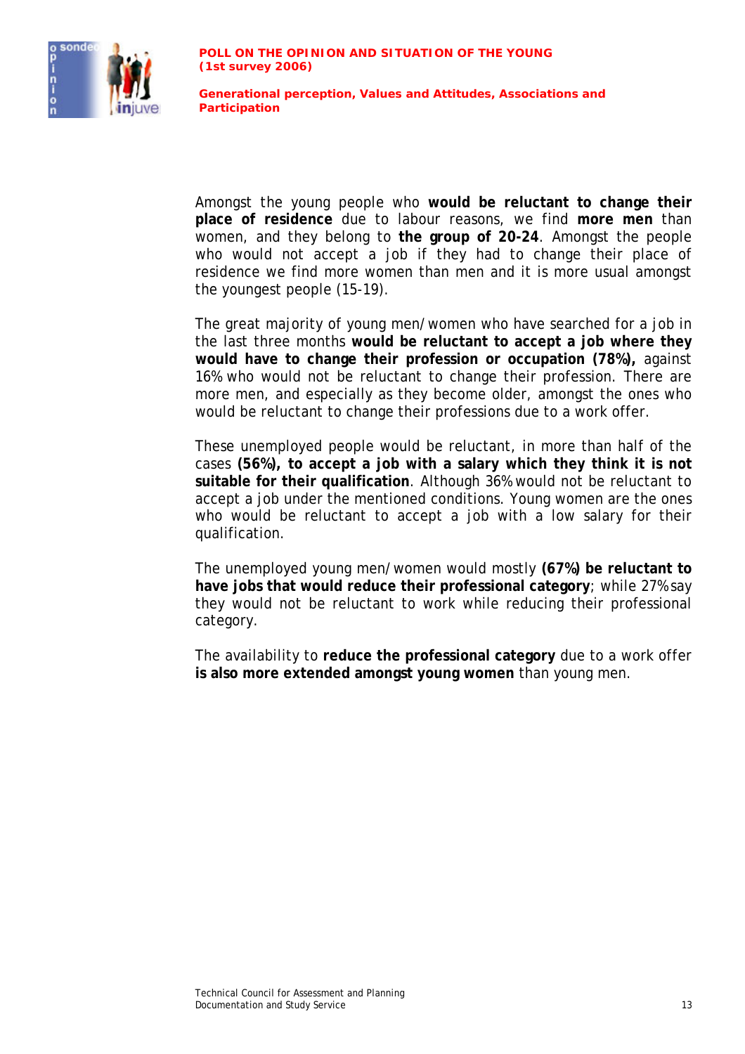Amongst the young people who **would be reluctant to change their place of residence** due to labour reasons, we find **more men** than women, and they belong to **the group of 20-24**. Amongst the people who would not accept a job if they had to change their place of residence we find more women than men and it is more usual amongst the youngest people (15-19).

The great majority of young men/women who have searched for a job in the last three months **would be reluctant to accept a job where they would have to change their profession or occupation (78%),** against 16% who would not be reluctant to change their profession. There are more men, and especially as they become older, amongst the ones who would be reluctant to change their professions due to a work offer.

These unemployed people would be reluctant, in more than half of the cases **(56%), to accept a job with a salary which they think it is not suitable for their qualification**. Although 36% would not be reluctant to accept a job under the mentioned conditions. Young women are the ones who would be reluctant to accept a job with a low salary for their qualification.

The unemployed young men/women would mostly **(67%) be reluctant to have jobs that would reduce their professional category**; while 27% say they would not be reluctant to work while reducing their professional category.

The availability to **reduce the professional category** due to a work offer **is also more extended amongst young women** than young men.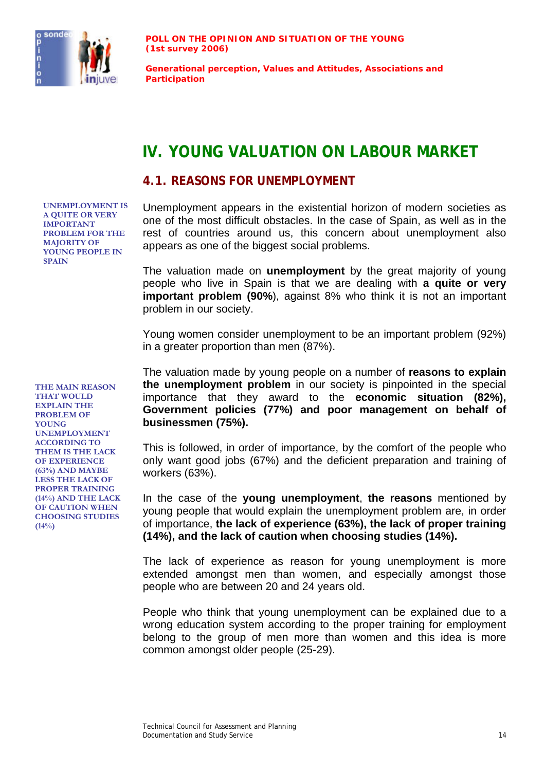# IV. YOUNG VALUATION ON LABOUR MARKET

## 4.1. REASONS FOR UNEMPLOYMENT

**UNEMPLOYMENT IS A QUITE OR VERY IMPORTANT PROBLEM FOR THE MAJORITY OF YOUNG PEOPLE IN SPAIN**

Unemployment appears in the existential horizon of modern societies as one of the most difficult obstacles. In the case of Spain, as well as in the rest of countries around us, this concern about unemployment also appears as one of the biggest social problems.

The valuation made on **unemployment** by the great majority of young people who live in Spain is that we are dealing with **a quite or very important problem (90%**), against 8% who think it is not an important problem in our society.

Young women consider unemployment to be an important problem (92%) in a greater proportion than men (87%).

**THE MAIN REASON THAT WOULD EXPLAIN THE PROBLEM OF YOUNG UNEMPLOYMENT ACCORDING TO THEM IS THE LACK OF EXPERIENCE (63%) AND MAYBE LESS THE LACK OF PROPER TRAINING (14%) AND THE LACK OF CAUTION WHEN CHOOSING STUDIES (14%)**

The valuation made by young people on a number of **reasons to explain the unemployment problem** in our society is pinpointed in the special importance that they award to the **economic situation (82%), Government policies (77%) and poor management on behalf of businessmen (75%).**

This is followed, in order of importance, by the comfort of the people who only want good jobs (67%) and the deficient preparation and training of workers (63%).

In the case of the **young unemployment**, **the reasons** mentioned by young people that would explain the unemployment problem are, in order of importance, **the lack of experience (63%), the lack of proper training (14%), and the lack of caution when choosing studies (14%).**

The lack of experience as reason for young unemployment is more extended amongst men than women, and especially amongst those people who are between 20 and 24 years old.

People who think that young unemployment can be explained due to a wrong education system according to the proper training for employment belong to the group of men more than women and this idea is more common amongst older people (25-29).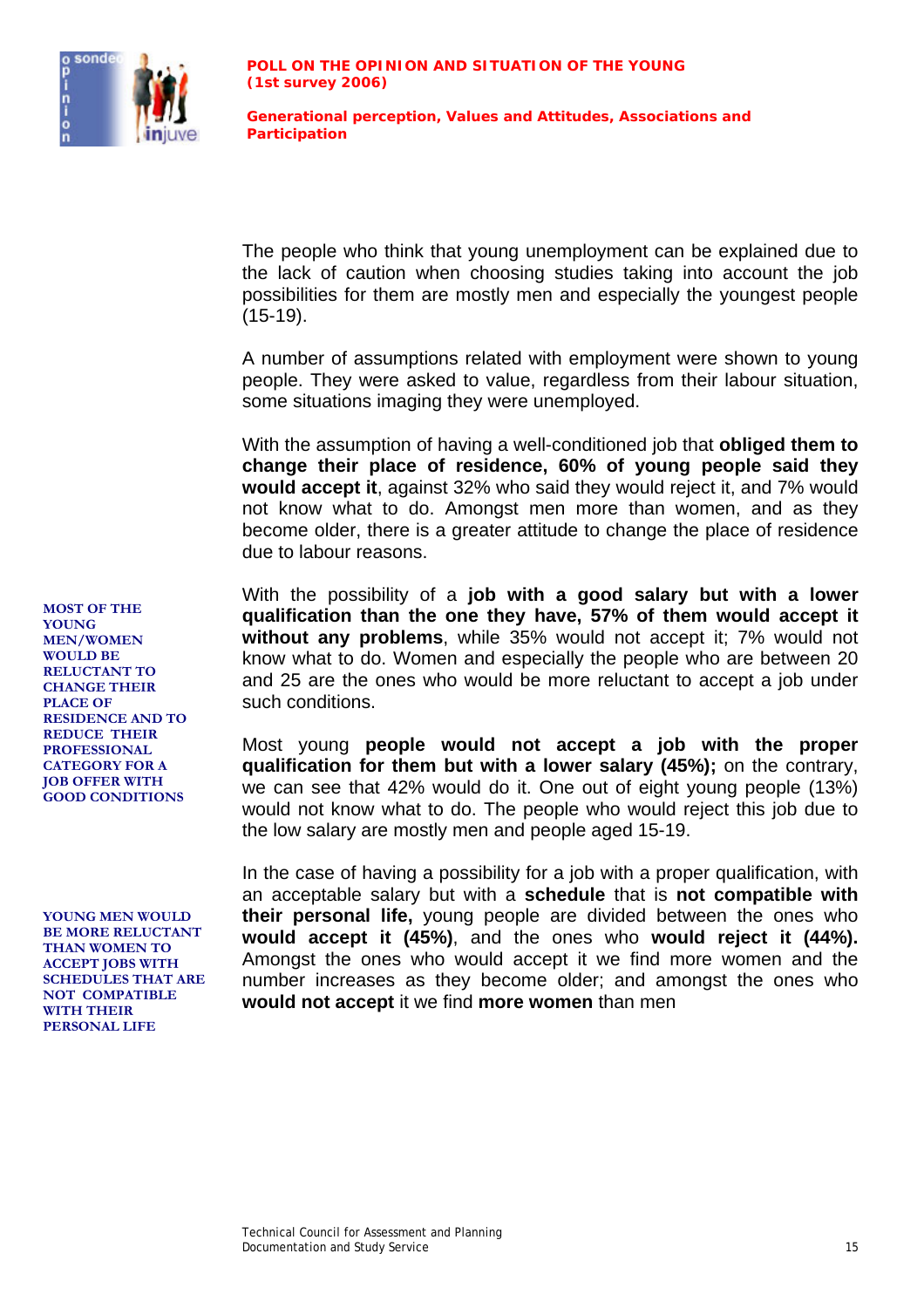The people who think that young unemployment can be explained due to the lack of caution when choosing studies taking into account the job possibilities for them are mostly men and especially the youngest people (15-19).

A number of assumptions related with employment were shown to young people. They were asked to value, regardless from their labour situation, some situations imaging they were unemployed.

With the assumption of having a well-conditioned job that **obliged them to change their place of residence, 60% of young people said they would accept it**, against 32% who said they would reject it, and 7% would not know what to do. Amongst men more than women, and as they become older, there is a greater attitude to change the place of residence due to labour reasons.

**MOST OF THE YOUNG MEN/WOMEN WOULD BE RELUCTANT TO CHANGE THEIR PLACE OF RESIDENCE AND TO REDUCE THEIR PROFESSIONAL CATEGORY FOR A JOB OFFER WITH GOOD CONDITIONS**

With the possibility of a **job with a good salary but with a lower qualification than the one they have, 57% of them would accept it without any problems**, while 35% would not accept it; 7% would not know what to do. Women and especially the people who are between 20 and 25 are the ones who would be more reluctant to accept a job under such conditions.

Most young **people would not accept a job with the proper qualification for them but with a lower salary (45%);** on the contrary, we can see that 42% would do it. One out of eight young people (13%) would not know what to do. The people who would reject this job due to the low salary are mostly men and people aged 15-19.

**YOUNG MEN WOULD BE MORE RELUCTANT THAN WOMEN TO ACCEPT JOBS WITH SCHEDULES THAT ARE NOT COMPATIBLE WITH THEIR PERSONAL LIFE**

In the case of having a possibility for a job with a proper qualification, with an acceptable salary but with a **schedule** that is **not compatible with their personal life,** young people are divided between the ones who **would accept it (45%)**, and the ones who **would reject it (44%).** Amongst the ones who would accept it we find more women and the number increases as they become older; and amongst the ones who **would not accept** it we find **more women** than men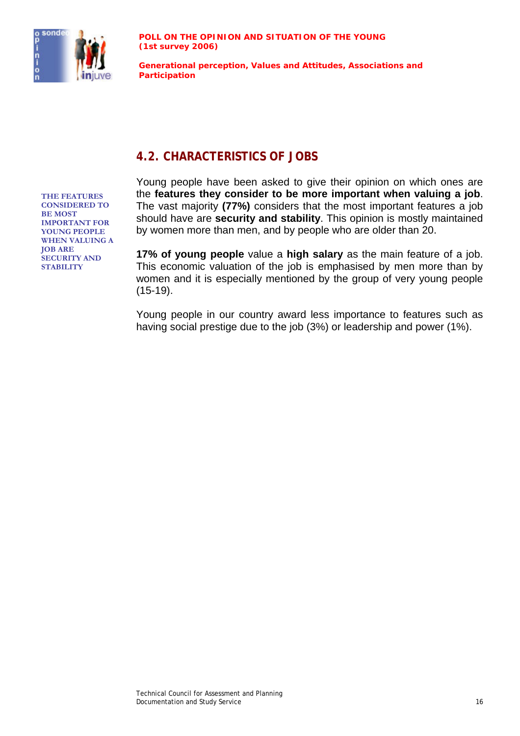## 4.2. CHARACTERISTICS OF JOBS

THE FEATURES CONSIDERED TO BE MOST IMPORTANT FOR YOUNG PEOPLE WHEN VALUING A JOB ARE SECURITY AND STABILITY

Young people have been asked to give their opinion on which ones are the **features they consider to be more important when valuing a job**. The vast majority **(77%)** considers that the most important features a job should have are **security and stability**. This opinion is mostly maintained by women more than men, and by people who are older than 20.

**17% of young people** value a **high salary** as the main feature of a job. This economic valuation of the job is emphasised by men more than by women and it is especially mentioned by the group of very young people (15-19).

Young people in our country award less importance to features such as having social prestige due to the job (3%) or leadership and power (1%).